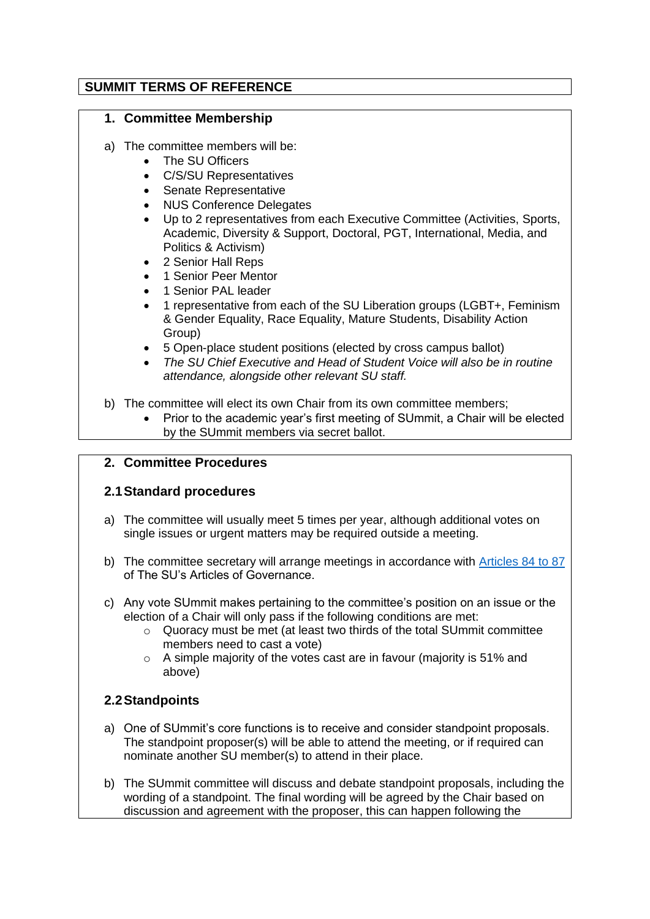# SUMMIT TERMS OF REFERENCE

## 1. Committee Membership

a) The committee members will be:
- The SU Officers
- C/S/SU Representatives
- Senate Representative
- NUS Conference Delegates
- Up to 2 representatives from each Executive Committee (Activities, Sports, Academic, Diversity & Support, Doctoral, PGT, International, Media, and Politics & Activism)
- 2 Senior Hall Reps
- 1 Senior Peer Mentor
- 1 Senior PAL leader
- 1 representative from each of the SU Liberation groups (LGBT+, Feminism & Gender Equality, Race Equality, Mature Students, Disability Action Group)
- 5 Open-place student positions (elected by cross campus ballot)
- *The SU Chief Executive and Head of Student Voice will also be in routine attendance, alongside other relevant SU staff.*

b) The committee will elect its own Chair from its own committee members;
- Prior to the academic year's first meeting of SUmmit, a Chair will be elected by the SUmmit members via secret ballot.

## 2. Committee Procedures

### 2.1 Standard procedures

a) The committee will usually meet 5 times per year, although additional votes on single issues or urgent matters may be required outside a meeting.

b) The committee secretary will arrange meetings in accordance with Articles 84 to 87 of The SU's Articles of Governance.

c) Any vote SUmmit makes pertaining to the committee's position on an issue or the election of a Chair will only pass if the following conditions are met:
- Quoracy must be met (at least two thirds of the total SUmmit committee members need to cast a vote)
- A simple majority of the votes cast are in favour (majority is 51% and above)

### 2.2 Standpoints

a) One of SUmmit's core functions is to receive and consider standpoint proposals. The standpoint proposer(s) will be able to attend the meeting, or if required can nominate another SU member(s) to attend in their place.

b) The SUmmit committee will discuss and debate standpoint proposals, including the wording of a standpoint. The final wording will be agreed by the Chair based on discussion and agreement with the proposer, this can happen following the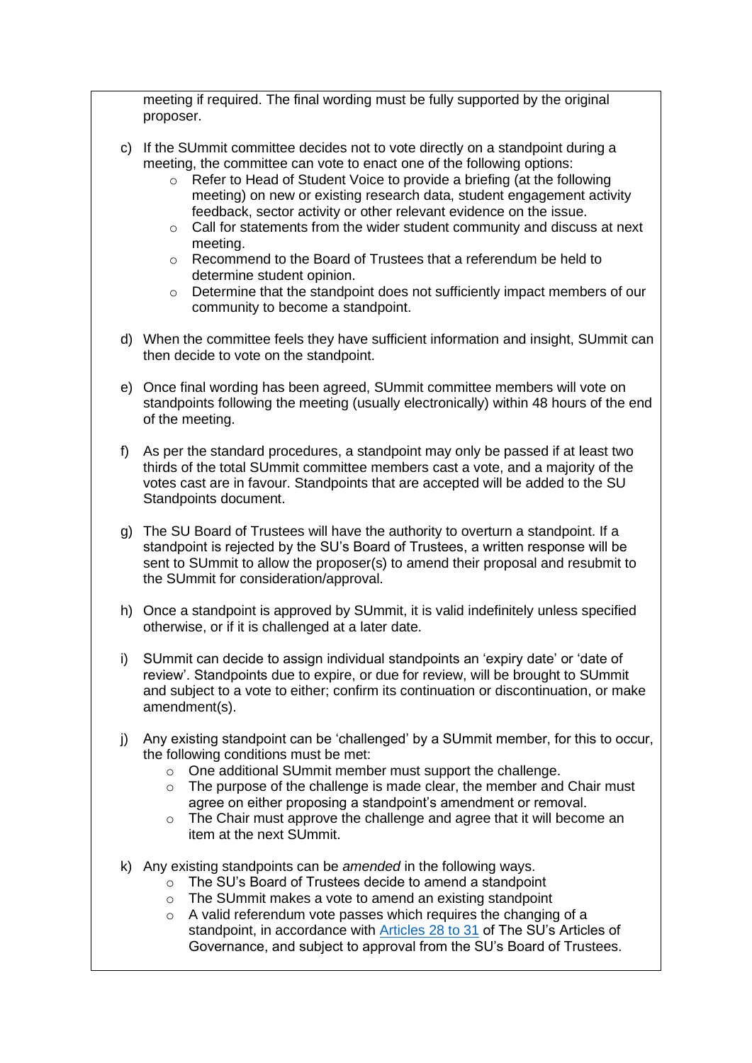meeting if required. The final wording must be fully supported by the original proposer.

c) If the SUmmit committee decides not to vote directly on a standpoint during a meeting, the committee can vote to enact one of the following options:
   - Refer to Head of Student Voice to provide a briefing (at the following meeting) on new or existing research data, student engagement activity feedback, sector activity or other relevant evidence on the issue.
   - Call for statements from the wider student community and discuss at next meeting.
   - Recommend to the Board of Trustees that a referendum be held to determine student opinion.
   - Determine that the standpoint does not sufficiently impact members of our community to become a standpoint.

d) When the committee feels they have sufficient information and insight, SUmmit can then decide to vote on the standpoint.

e) Once final wording has been agreed, SUmmit committee members will vote on standpoints following the meeting (usually electronically) within 48 hours of the end of the meeting.

f) As per the standard procedures, a standpoint may only be passed if at least two thirds of the total SUmmit committee members cast a vote, and a majority of the votes cast are in favour. Standpoints that are accepted will be added to the SU Standpoints document.

g) The SU Board of Trustees will have the authority to overturn a standpoint. If a standpoint is rejected by the SU's Board of Trustees, a written response will be sent to SUmmit to allow the proposer(s) to amend their proposal and resubmit to the SUmmit for consideration/approval.

h) Once a standpoint is approved by SUmmit, it is valid indefinitely unless specified otherwise, or if it is challenged at a later date.

i) SUmmit can decide to assign individual standpoints an 'expiry date' or 'date of review'. Standpoints due to expire, or due for review, will be brought to SUmmit and subject to a vote to either; confirm its continuation or discontinuation, or make amendment(s).

j) Any existing standpoint can be 'challenged' by a SUmmit member, for this to occur, the following conditions must be met:
   - One additional SUmmit member must support the challenge.
   - The purpose of the challenge is made clear, the member and Chair must agree on either proposing a standpoint's amendment or removal.
   - The Chair must approve the challenge and agree that it will become an item at the next SUmmit.

k) Any existing standpoints can be *amended* in the following ways.
   - The SU's Board of Trustees decide to amend a standpoint
   - The SUmmit makes a vote to amend an existing standpoint
   - A valid referendum vote passes which requires the changing of a standpoint, in accordance with Articles 28 to 31 of The SU's Articles of Governance, and subject to approval from the SU's Board of Trustees.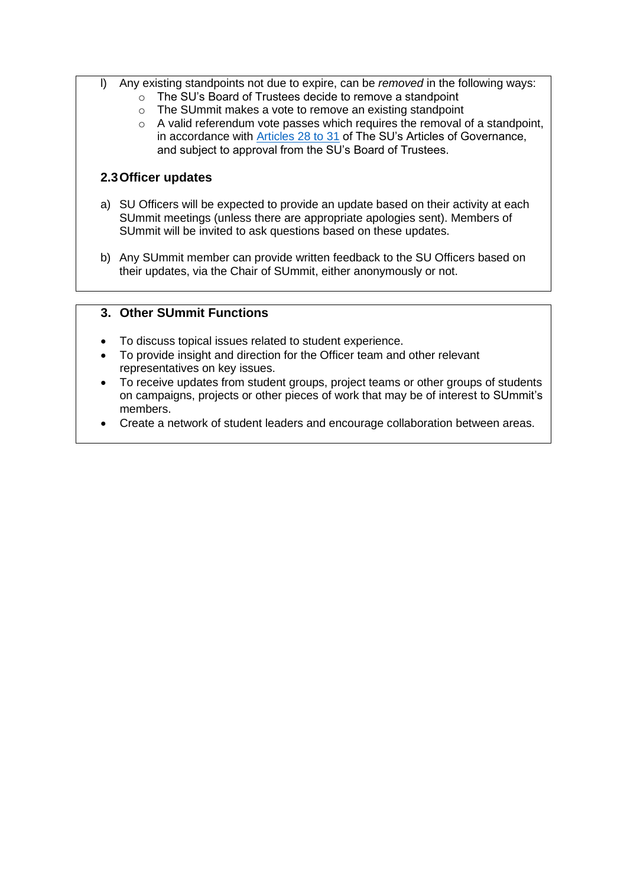l) Any existing standpoints not due to expire, can be *removed* in the following ways:
   - The SU's Board of Trustees decide to remove a standpoint
   - The SUmmit makes a vote to remove an existing standpoint
   - A valid referendum vote passes which requires the removal of a standpoint, in accordance with [Articles 28 to 31]() of The SU's Articles of Governance, and subject to approval from the SU's Board of Trustees.

### 2.3 Officer updates

a) SU Officers will be expected to provide an update based on their activity at each SUmmit meetings (unless there are appropriate apologies sent). Members of SUmmit will be invited to ask questions based on these updates.

b) Any SUmmit member can provide written feedback to the SU Officers based on their updates, via the Chair of SUmmit, either anonymously or not.

## 3. Other SUmmit Functions

- To discuss topical issues related to student experience.
- To provide insight and direction for the Officer team and other relevant representatives on key issues.
- To receive updates from student groups, project teams or other groups of students on campaigns, projects or other pieces of work that may be of interest to SUmmit's members.
- Create a network of student leaders and encourage collaboration between areas.